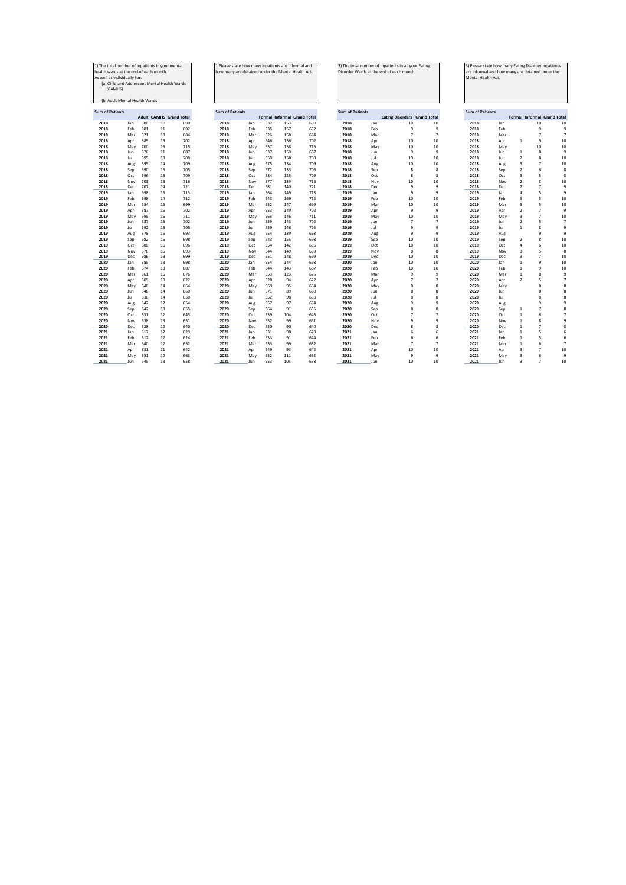1) The total number of inpatients in your mental health wards at the end of each month.
As well as individually for:
(a) Child and Adolescent Mental Health Wards (CAMHS)

(b) Adult Mental Health Wards

| Sum of Patients | | | | |
|---|---|---|---|---|
| | | Adult | CAMHS | Grand Total |
| 2018 | Jan | 680 | 10 | 690 |
| 2018 | Feb | 681 | 11 | 692 |
| 2018 | Mar | 671 | 13 | 684 |
| 2018 | Apr | 689 | 13 | 702 |
| 2018 | May | 700 | 15 | 715 |
| 2018 | Jun | 676 | 11 | 687 |
| 2018 | Jul | 695 | 13 | 708 |
| 2018 | Aug | 695 | 14 | 709 |
| 2018 | Sep | 690 | 15 | 705 |
| 2018 | Oct | 696 | 13 | 709 |
| 2018 | Nov | 703 | 13 | 716 |
| 2018 | Dec | 707 | 14 | 721 |
| 2019 | Jan | 698 | 15 | 713 |
| 2019 | Feb | 698 | 14 | 712 |
| 2019 | Mar | 684 | 15 | 699 |
| 2019 | Apr | 687 | 15 | 702 |
| 2019 | May | 695 | 16 | 711 |
| 2019 | Jun | 687 | 15 | 702 |
| 2019 | Jul | 692 | 13 | 705 |
| 2019 | Aug | 678 | 15 | 693 |
| 2019 | Sep | 682 | 16 | 698 |
| 2019 | Oct | 680 | 16 | 696 |
| 2019 | Nov | 678 | 15 | 693 |
| 2019 | Dec | 686 | 13 | 699 |
| 2020 | Jan | 685 | 13 | 698 |
| 2020 | Feb | 674 | 13 | 687 |
| 2020 | Mar | 661 | 15 | 676 |
| 2020 | Apr | 609 | 13 | 622 |
| 2020 | May | 640 | 14 | 654 |
| 2020 | Jun | 646 | 14 | 660 |
| 2020 | Jul | 636 | 14 | 650 |
| 2020 | Aug | 642 | 12 | 654 |
| 2020 | Sep | 642 | 13 | 655 |
| 2020 | Oct | 631 | 12 | 643 |
| 2020 | Nov | 638 | 13 | 651 |
| 2020 | Dec | 628 | 12 | 640 |
| 2021 | Jan | 617 | 12 | 629 |
| 2021 | Feb | 612 | 12 | 624 |
| 2021 | Mar | 640 | 12 | 652 |
| 2021 | Apr | 631 | 11 | 642 |
| 2021 | May | 651 | 12 | 663 |
| 2021 | Jun | 645 | 13 | 658 |

1 Please state how many inpatients are informal and how many are detained under the Mental Health Act.

| Sum of Patients | | | | |
|---|---|---|---|---|
| | | Formal | Informal | Grand Total |
| 2018 | Jan | 537 | 153 | 690 |
| 2018 | Feb | 535 | 157 | 692 |
| 2018 | Mar | 526 | 158 | 684 |
| 2018 | Apr | 546 | 156 | 702 |
| 2018 | May | 557 | 158 | 715 |
| 2018 | Jun | 537 | 150 | 687 |
| 2018 | Jul | 550 | 158 | 708 |
| 2018 | Aug | 575 | 134 | 709 |
| 2018 | Sep | 572 | 133 | 705 |
| 2018 | Oct | 584 | 125 | 709 |
| 2018 | Nov | 577 | 139 | 716 |
| 2018 | Dec | 581 | 140 | 721 |
| 2019 | Jan | 564 | 149 | 713 |
| 2019 | Feb | 543 | 169 | 712 |
| 2019 | Mar | 552 | 147 | 699 |
| 2019 | Apr | 553 | 149 | 702 |
| 2019 | May | 565 | 146 | 711 |
| 2019 | Jun | 559 | 143 | 702 |
| 2019 | Jul | 559 | 146 | 705 |
| 2019 | Aug | 554 | 139 | 693 |
| 2019 | Sep | 543 | 155 | 698 |
| 2019 | Oct | 554 | 142 | 696 |
| 2019 | Nov | 544 | 149 | 693 |
| 2019 | Dec | 551 | 148 | 699 |
| 2020 | Jan | 554 | 144 | 698 |
| 2020 | Feb | 544 | 143 | 687 |
| 2020 | Mar | 553 | 123 | 676 |
| 2020 | Apr | 528 | 94 | 622 |
| 2020 | May | 559 | 95 | 654 |
| 2020 | Jun | 571 | 89 | 660 |
| 2020 | Jul | 552 | 98 | 650 |
| 2020 | Aug | 557 | 97 | 654 |
| 2020 | Sep | 564 | 91 | 655 |
| 2020 | Oct | 539 | 104 | 643 |
| 2020 | Nov | 552 | 99 | 651 |
| 2020 | Dec | 550 | 90 | 640 |
| 2021 | Jan | 531 | 98 | 629 |
| 2021 | Feb | 533 | 91 | 624 |
| 2021 | Mar | 553 | 99 | 652 |
| 2021 | Apr | 549 | 93 | 642 |
| 2021 | May | 552 | 111 | 663 |
| 2021 | Jun | 553 | 105 | 658 |

3) The total number of inpatients in all your Eating Disorder Wards at the end of each month.

| Sum of Patients | | | |
|---|---|---|---|
| | | Eating Disorders | Grand Total |
| 2018 | Jan | 10 | 10 |
| 2018 | Feb | 9 | 9 |
| 2018 | Mar | 7 | 7 |
| 2018 | Apr | 10 | 10 |
| 2018 | May | 10 | 10 |
| 2018 | Jun | 9 | 9 |
| 2018 | Jul | 10 | 10 |
| 2018 | Aug | 10 | 10 |
| 2018 | Sep | 8 | 8 |
| 2018 | Oct | 8 | 8 |
| 2018 | Nov | 10 | 10 |
| 2018 | Dec | 9 | 9 |
| 2019 | Jan | 9 | 9 |
| 2019 | Feb | 10 | 10 |
| 2019 | Mar | 10 | 10 |
| 2019 | Apr | 9 | 9 |
| 2019 | May | 10 | 10 |
| 2019 | Jun | 7 | 7 |
| 2019 | Jul | 9 | 9 |
| 2019 | Aug | 9 | 9 |
| 2019 | Sep | 10 | 10 |
| 2019 | Oct | 10 | 10 |
| 2019 | Nov | 8 | 8 |
| 2019 | Dec | 10 | 10 |
| 2020 | Jan | 10 | 10 |
| 2020 | Feb | 10 | 10 |
| 2020 | Mar | 9 | 9 |
| 2020 | Apr | 7 | 7 |
| 2020 | May | 8 | 8 |
| 2020 | Jun | 8 | 8 |
| 2020 | Jul | 8 | 8 |
| 2020 | Aug | 9 | 9 |
| 2020 | Sep | 8 | 8 |
| 2020 | Oct | 7 | 7 |
| 2020 | Nov | 9 | 9 |
| 2020 | Dec | 8 | 8 |
| 2021 | Jan | 6 | 6 |
| 2021 | Feb | 6 | 6 |
| 2021 | Mar | 7 | 7 |
| 2021 | Apr | 10 | 10 |
| 2021 | May | 9 | 9 |
| 2021 | Jun | 10 | 10 |

3) Please state how many Eating Disorder inpatients are informal and how many are detained under the Mental Health Act.

| Sum of Patients | | | | |
|---|---|---|---|---|
| | | Formal | Informal | Grand Total |
| 2018 | Jan | | 10 | 10 |
| 2018 | Feb | | 9 | 9 |
| 2018 | Mar | | 7 | 7 |
| 2018 | Apr | 1 | 9 | 10 |
| 2018 | May | | 10 | 10 |
| 2018 | Jun | 1 | 8 | 9 |
| 2018 | Jul | 2 | 8 | 10 |
| 2018 | Aug | 3 | 7 | 10 |
| 2018 | Sep | 2 | 6 | 8 |
| 2018 | Oct | 3 | 5 | 8 |
| 2018 | Nov | 2 | 8 | 10 |
| 2018 | Dec | 2 | 7 | 9 |
| 2019 | Jan | 4 | 5 | 9 |
| 2019 | Feb | 5 | 5 | 10 |
| 2019 | Mar | 5 | 5 | 10 |
| 2019 | Apr | 2 | 7 | 9 |
| 2019 | May | 3 | 7 | 10 |
| 2019 | Jun | 2 | 5 | 7 |
| 2019 | Jul | 1 | 8 | 9 |
| 2019 | Aug | | 9 | 9 |
| 2019 | Sep | 2 | 8 | 10 |
| 2019 | Oct | 4 | 6 | 10 |
| 2019 | Nov | 3 | 5 | 8 |
| 2019 | Dec | 3 | 7 | 10 |
| 2020 | Jan | 1 | 9 | 10 |
| 2020 | Feb | 1 | 9 | 10 |
| 2020 | Mar | 1 | 8 | 9 |
| 2020 | Apr | 2 | 5 | 7 |
| 2020 | May | | 8 | 8 |
| 2020 | Jun | | 8 | 8 |
| 2020 | Jul | | 8 | 8 |
| 2020 | Aug | | 9 | 9 |
| 2020 | Sep | 1 | 7 | 8 |
| 2020 | Oct | 1 | 6 | 7 |
| 2020 | Nov | 1 | 8 | 9 |
| 2020 | Dec | 1 | 7 | 8 |
| 2021 | Jan | 1 | 5 | 6 |
| 2021 | Feb | 1 | 5 | 6 |
| 2021 | Mar | 1 | 6 | 7 |
| 2021 | Apr | 3 | 7 | 10 |
| 2021 | May | 3 | 6 | 9 |
| 2021 | Jun | 3 | 7 | 10 |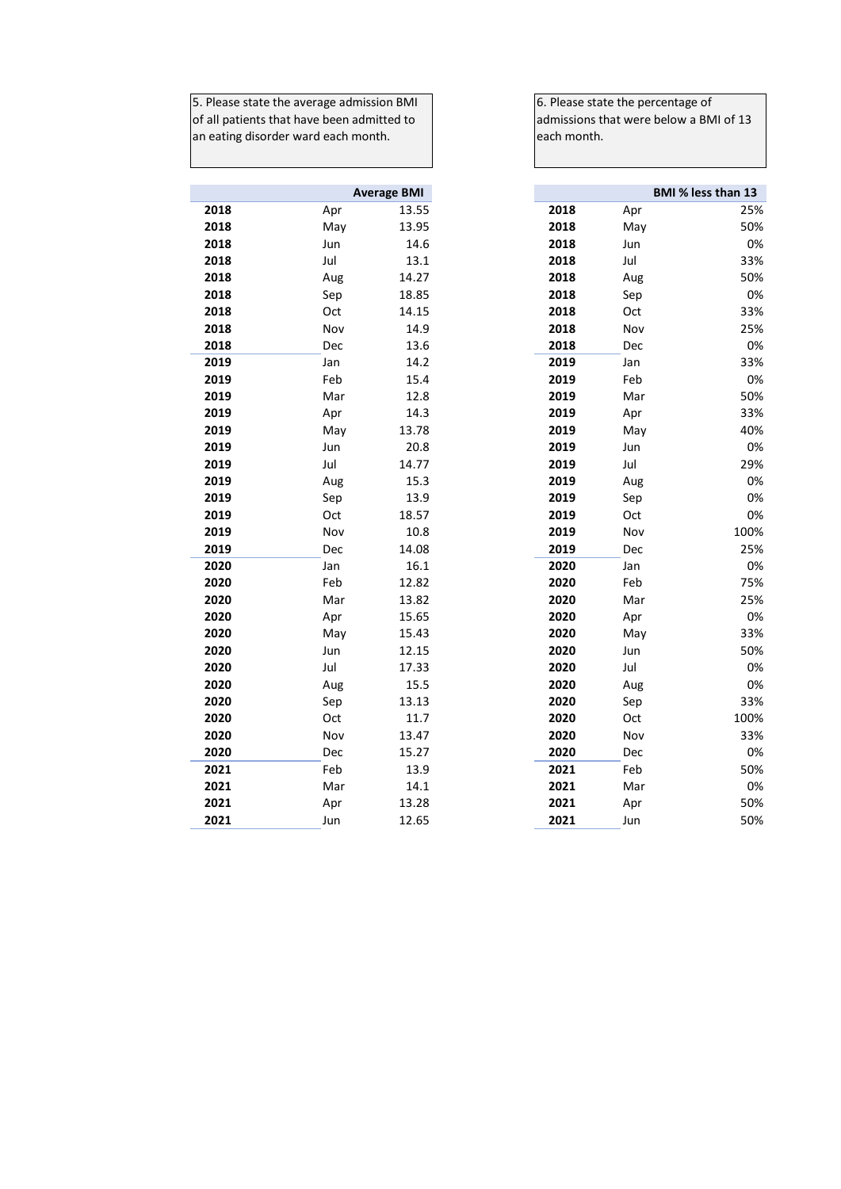5. Please state the average admission BMI of all patients that have been admitted to an eating disorder ward each month.

| | | Average BMI |
|---|---|---|
| **2018** | Apr | 13.55 |
| **2018** | May | 13.95 |
| **2018** | Jun | 14.6 |
| **2018** | Jul | 13.1 |
| **2018** | Aug | 14.27 |
| **2018** | Sep | 18.85 |
| **2018** | Oct | 14.15 |
| **2018** | Nov | 14.9 |
| **2018** | Dec | 13.6 |
| **2019** | Jan | 14.2 |
| **2019** | Feb | 15.4 |
| **2019** | Mar | 12.8 |
| **2019** | Apr | 14.3 |
| **2019** | May | 13.78 |
| **2019** | Jun | 20.8 |
| **2019** | Jul | 14.77 |
| **2019** | Aug | 15.3 |
| **2019** | Sep | 13.9 |
| **2019** | Oct | 18.57 |
| **2019** | Nov | 10.8 |
| **2019** | Dec | 14.08 |
| **2020** | Jan | 16.1 |
| **2020** | Feb | 12.82 |
| **2020** | Mar | 13.82 |
| **2020** | Apr | 15.65 |
| **2020** | May | 15.43 |
| **2020** | Jun | 12.15 |
| **2020** | Jul | 17.33 |
| **2020** | Aug | 15.5 |
| **2020** | Sep | 13.13 |
| **2020** | Oct | 11.7 |
| **2020** | Nov | 13.47 |
| **2020** | Dec | 15.27 |
| **2021** | Feb | 13.9 |
| **2021** | Mar | 14.1 |
| **2021** | Apr | 13.28 |
| **2021** | Jun | 12.65 |

6. Please state the percentage of admissions that were below a BMI of 13 each month.

| | | BMI % less than 13 |
|---|---|---|
| **2018** | Apr | 25% |
| **2018** | May | 50% |
| **2018** | Jun | 0% |
| **2018** | Jul | 33% |
| **2018** | Aug | 50% |
| **2018** | Sep | 0% |
| **2018** | Oct | 33% |
| **2018** | Nov | 25% |
| **2018** | Dec | 0% |
| **2019** | Jan | 33% |
| **2019** | Feb | 0% |
| **2019** | Mar | 50% |
| **2019** | Apr | 33% |
| **2019** | May | 40% |
| **2019** | Jun | 0% |
| **2019** | Jul | 29% |
| **2019** | Aug | 0% |
| **2019** | Sep | 0% |
| **2019** | Oct | 0% |
| **2019** | Nov | 100% |
| **2019** | Dec | 25% |
| **2020** | Jan | 0% |
| **2020** | Feb | 75% |
| **2020** | Mar | 25% |
| **2020** | Apr | 0% |
| **2020** | May | 33% |
| **2020** | Jun | 50% |
| **2020** | Jul | 0% |
| **2020** | Aug | 0% |
| **2020** | Sep | 33% |
| **2020** | Oct | 100% |
| **2020** | Nov | 33% |
| **2020** | Dec | 0% |
| **2021** | Feb | 50% |
| **2021** | Mar | 0% |
| **2021** | Apr | 50% |
| **2021** | Jun | 50% |